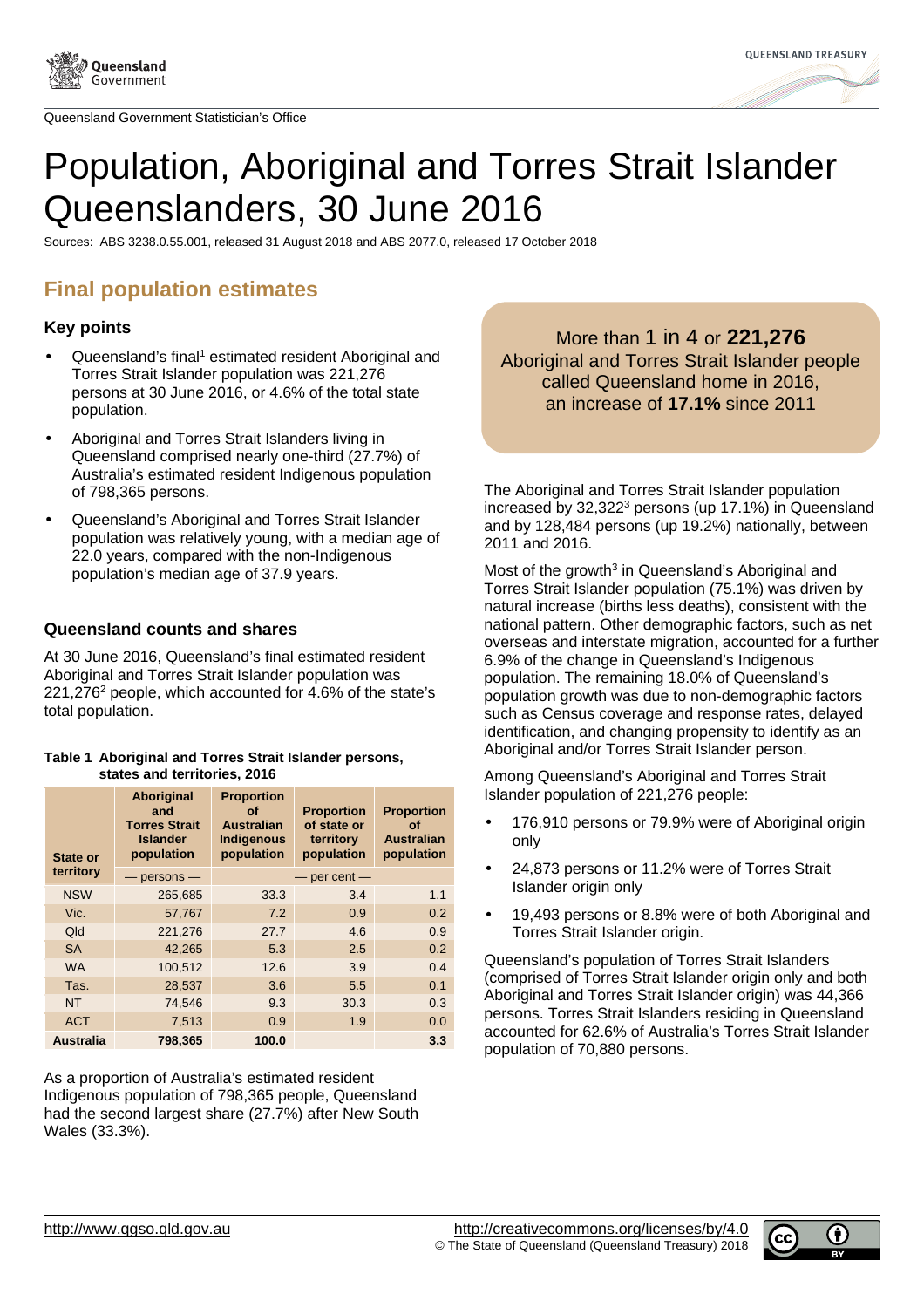Queensland Government Statistician's Office

# Population, Aboriginal and Torres Strait Islander Queenslanders, 30 June 2016

Sources: ABS 3238.0.55.001, released 31 August 2018 and ABS 2077.0, released 17 October 2018

## Final population estimates

### Key points

- Queensland's final[1] estimated resident Aboriginal and Torres Strait Islander population was 221,276 persons at 30 June 2016, or 4.6% of the total state population.
- Aboriginal and Torres Strait Islanders living in Queensland comprised nearly one-third (27.7%) of Australia's estimated resident Indigenous population of 798,365 persons.
- Queensland's Aboriginal and Torres Strait Islander population was relatively young, with a median age of 22.0 years, compared with the non-Indigenous population's median age of 37.9 years.

### Queensland counts and shares

At 30 June 2016, Queensland's final estimated resident Aboriginal and Torres Strait Islander population was 221,276[2] people, which accounted for 4.6% of the state's total population.

**Table 1 Aboriginal and Torres Strait Islander persons, states and territories, 2016**

| State or territory | Aboriginal and Torres Strait Islander population | Proportion of Australian Indigenous population | Proportion of state or territory population | Proportion of Australian population |
|---|---|---|---|---|
| | — persons — | — per cent — | | |
| NSW | 265,685 | 33.3 | 3.4 | 1.1 |
| Vic. | 57,767 | 7.2 | 0.9 | 0.2 |
| Qld | 221,276 | 27.7 | 4.6 | 0.9 |
| SA | 42,265 | 5.3 | 2.5 | 0.2 |
| WA | 100,512 | 12.6 | 3.9 | 0.4 |
| Tas. | 28,537 | 3.6 | 5.5 | 0.1 |
| NT | 74,546 | 9.3 | 30.3 | 0.3 |
| ACT | 7,513 | 0.9 | 1.9 | 0.0 |
| **Australia** | **798,365** | **100.0** | | **3.3** |

As a proportion of Australia's estimated resident Indigenous population of 798,365 people, Queensland had the second largest share (27.7%) after New South Wales (33.3%).

More than 1 in 4 or **221,276** Aboriginal and Torres Strait Islander people called Queensland home in 2016, an increase of **17.1%** since 2011

The Aboriginal and Torres Strait Islander population increased by 32,322[3] persons (up 17.1%) in Queensland and by 128,484 persons (up 19.2%) nationally, between 2011 and 2016.

Most of the growth[3] in Queensland's Aboriginal and Torres Strait Islander population (75.1%) was driven by natural increase (births less deaths), consistent with the national pattern. Other demographic factors, such as net overseas and interstate migration, accounted for a further 6.9% of the change in Queensland's Indigenous population. The remaining 18.0% of Queensland's population growth was due to non-demographic factors such as Census coverage and response rates, delayed identification, and changing propensity to identify as an Aboriginal and/or Torres Strait Islander person.

Among Queensland's Aboriginal and Torres Strait Islander population of 221,276 people:

- 176,910 persons or 79.9% were of Aboriginal origin only
- 24,873 persons or 11.2% were of Torres Strait Islander origin only
- 19,493 persons or 8.8% were of both Aboriginal and Torres Strait Islander origin.

Queensland's population of Torres Strait Islanders (comprised of Torres Strait Islander origin only and both Aboriginal and Torres Strait Islander origin) was 44,366 persons. Torres Strait Islanders residing in Queensland accounted for 62.6% of Australia's Torres Strait Islander population of 70,880 persons.

http://www.qgso.qld.gov.au

http://creativecommons.org/licenses/by/4.0
© The State of Queensland (Queensland Treasury) 2018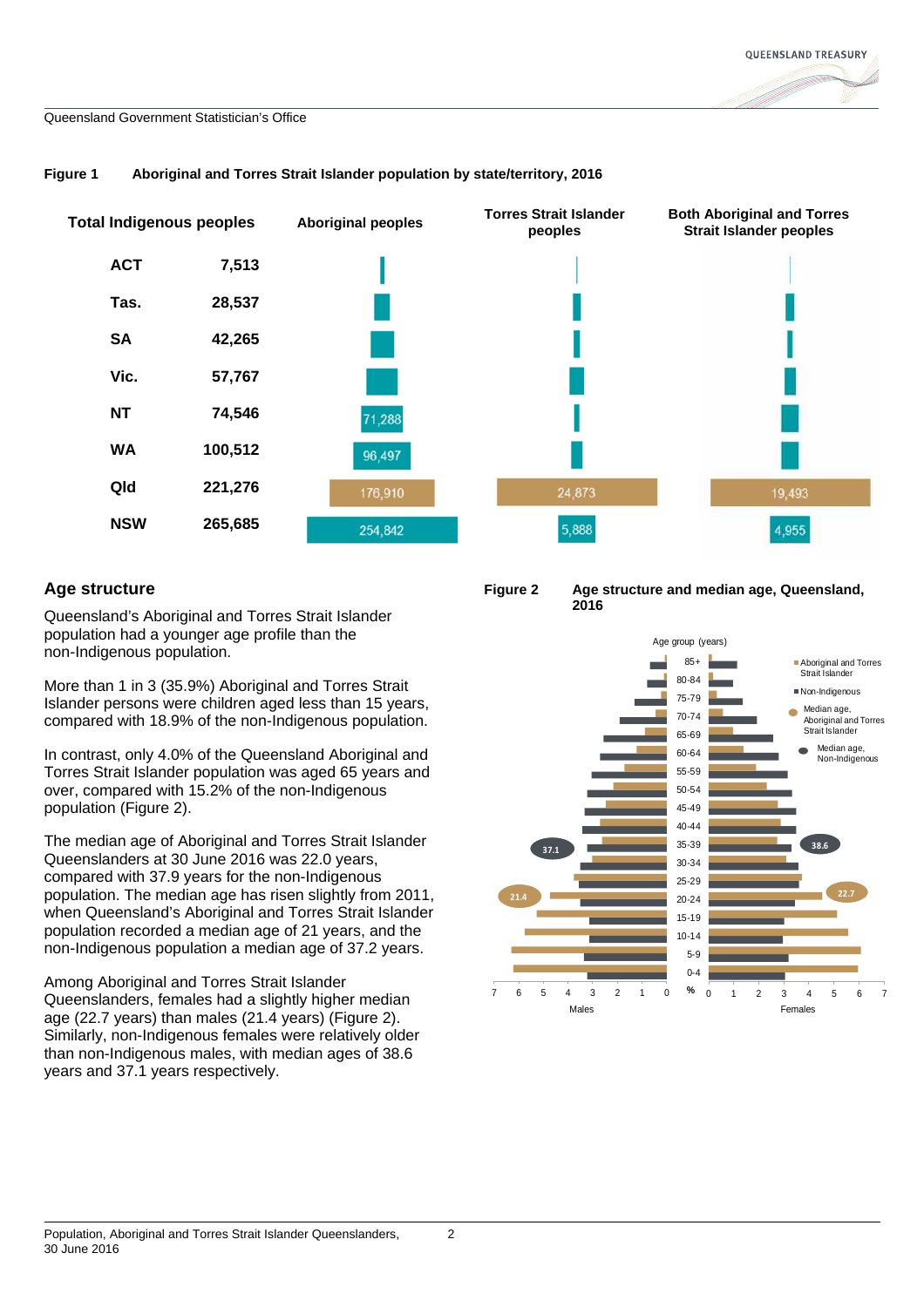Queensland Government Statistician's Office

**Figure 1 Aboriginal and Torres Strait Islander population by state/territory, 2016**

| | Total Indigenous peoples | Aboriginal peoples | Torres Strait Islander peoples | Both Aboriginal and Torres Strait Islander peoples |
|---|---|---|---|---|
| ACT | 7,513 | | | |
| Tas. | 28,537 | | | |
| SA | 42,265 | | | |
| Vic. | 57,767 | | | |
| NT | 74,546 | 71,288 | | |
| WA | 100,512 | 96,497 | | |
| Qld | 221,276 | 176,910 | 24,873 | 19,493 |
| NSW | 265,685 | 254,842 | 5,888 | 4,955 |

## Age structure

Queensland's Aboriginal and Torres Strait Islander population had a younger age profile than the non-Indigenous population.

More than 1 in 3 (35.9%) Aboriginal and Torres Strait Islander persons were children aged less than 15 years, compared with 18.9% of the non-Indigenous population.

In contrast, only 4.0% of the Queensland Aboriginal and Torres Strait Islander population was aged 65 years and over, compared with 15.2% of the non-Indigenous population (Figure 2).

The median age of Aboriginal and Torres Strait Islander Queenslanders at 30 June 2016 was 22.0 years, compared with 37.9 years for the non-Indigenous population. The median age has risen slightly from 2011, when Queensland's Aboriginal and Torres Strait Islander population recorded a median age of 21 years, and the non-Indigenous population a median age of 37.2 years.

Among Aboriginal and Torres Strait Islander Queenslanders, females had a slightly higher median age (22.7 years) than males (21.4 years) (Figure 2). Similarly, non-Indigenous females were relatively older than non-Indigenous males, with median ages of 38.6 years and 37.1 years respectively.

**Figure 2 Age structure and median age, Queensland, 2016**

Age group (years): 85+, 80-84, 75-79, 70-74, 65-69, 60-64, 55-59, 50-54, 45-49, 40-44, 35-39, 30-34, 25-29, 20-24, 15-19, 10-14, 5-9, 0-4

Legend: Aboriginal and Torres Strait Islander; Non-Indigenous; Median age, Aboriginal and Torres Strait Islander; Median age, Non-Indigenous

Median ages: Males — 21.4 (Aboriginal and Torres Strait Islander), 37.1 (Non-Indigenous); Females — 22.7 (Aboriginal and Torres Strait Islander), 38.6 (Non-Indigenous)

% — Males 7 6 5 4 3 2 1 0 | Females 0 1 2 3 4 5 6 7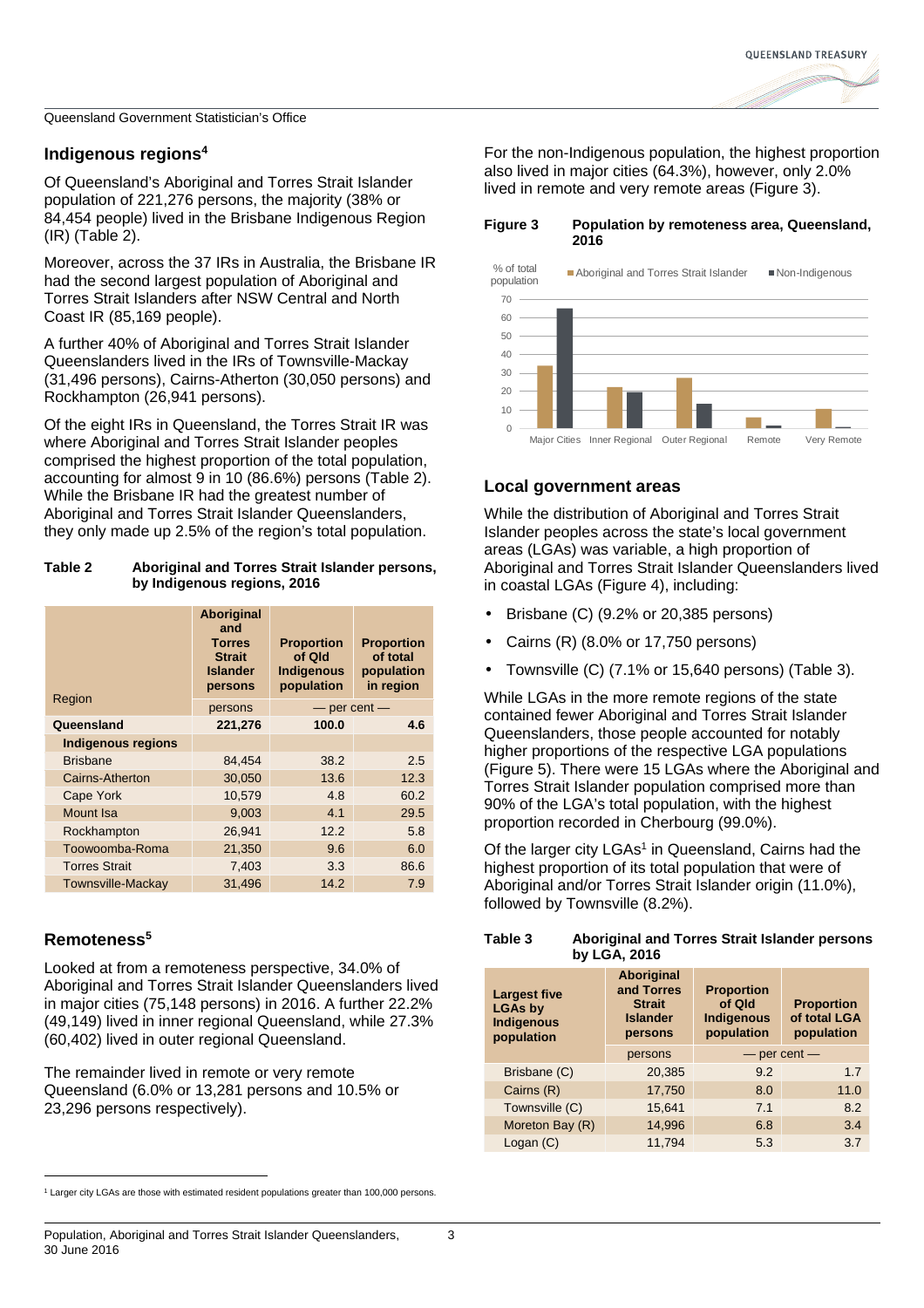## Indigenous regions[4]

Of Queensland's Aboriginal and Torres Strait Islander population of 221,276 persons, the majority (38% or 84,454 people) lived in the Brisbane Indigenous Region (IR) (Table 2).

Moreover, across the 37 IRs in Australia, the Brisbane IR had the second largest population of Aboriginal and Torres Strait Islanders after NSW Central and North Coast IR (85,169 people).

A further 40% of Aboriginal and Torres Strait Islander Queenslanders lived in the IRs of Townsville-Mackay (31,496 persons), Cairns-Atherton (30,050 persons) and Rockhampton (26,941 persons).

Of the eight IRs in Queensland, the Torres Strait IR was where Aboriginal and Torres Strait Islander peoples comprised the highest proportion of the total population, accounting for almost 9 in 10 (86.6%) persons (Table 2). While the Brisbane IR had the greatest number of Aboriginal and Torres Strait Islander Queenslanders, they only made up 2.5% of the region's total population.

**Table 2 Aboriginal and Torres Strait Islander persons, by Indigenous regions, 2016**

| Region | Aboriginal and Torres Strait Islander persons | Proportion of Qld Indigenous population | Proportion of total population in region |
|---|---|---|---|
| | persons | — per cent — | |
| **Queensland** | **221,276** | **100.0** | **4.6** |
| **Indigenous regions** | | | |
| Brisbane | 84,454 | 38.2 | 2.5 |
| Cairns-Atherton | 30,050 | 13.6 | 12.3 |
| Cape York | 10,579 | 4.8 | 60.2 |
| Mount Isa | 9,003 | 4.1 | 29.5 |
| Rockhampton | 26,941 | 12.2 | 5.8 |
| Toowoomba-Roma | 21,350 | 9.6 | 6.0 |
| Torres Strait | 7,403 | 3.3 | 86.6 |
| Townsville-Mackay | 31,496 | 14.2 | 7.9 |

## Remoteness[5]

Looked at from a remoteness perspective, 34.0% of Aboriginal and Torres Strait Islander Queenslanders lived in major cities (75,148 persons) in 2016. A further 22.2% (49,149) lived in inner regional Queensland, while 27.3% (60,402) lived in outer regional Queensland.

The remainder lived in remote or very remote Queensland (6.0% or 13,281 persons and 10.5% or 23,296 persons respectively).

For the non-Indigenous population, the highest proportion also lived in major cities (64.3%), however, only 2.0% lived in remote and very remote areas (Figure 3).

**Figure 3 Population by remoteness area, Queensland, 2016**

## Local government areas

While the distribution of Aboriginal and Torres Strait Islander peoples across the state's local government areas (LGAs) was variable, a high proportion of Aboriginal and Torres Strait Islander Queenslanders lived in coastal LGAs (Figure 4), including:

- Brisbane (C) (9.2% or 20,385 persons)
- Cairns (R) (8.0% or 17,750 persons)
- Townsville (C) (7.1% or 15,640 persons) (Table 3).

While LGAs in the more remote regions of the state contained fewer Aboriginal and Torres Strait Islander Queenslanders, those people accounted for notably higher proportions of the respective LGA populations (Figure 5). There were 15 LGAs where the Aboriginal and Torres Strait Islander population comprised more than 90% of the LGA's total population, with the highest proportion recorded in Cherbourg (99.0%).

Of the larger city LGAs[1] in Queensland, Cairns had the highest proportion of its total population that were of Aboriginal and/or Torres Strait Islander origin (11.0%), followed by Townsville (8.2%).

**Table 3 Aboriginal and Torres Strait Islander persons by LGA, 2016**

| Largest five LGAs by Indigenous population | Aboriginal and Torres Strait Islander persons | Proportion of Qld Indigenous population | Proportion of total LGA population |
|---|---|---|---|
| | persons | — per cent — | |
| Brisbane (C) | 20,385 | 9.2 | 1.7 |
| Cairns (R) | 17,750 | 8.0 | 11.0 |
| Townsville (C) | 15,641 | 7.1 | 8.2 |
| Moreton Bay (R) | 14,996 | 6.8 | 3.4 |
| Logan (C) | 11,794 | 5.3 | 3.7 |

[1] Larger city LGAs are those with estimated resident populations greater than 100,000 persons.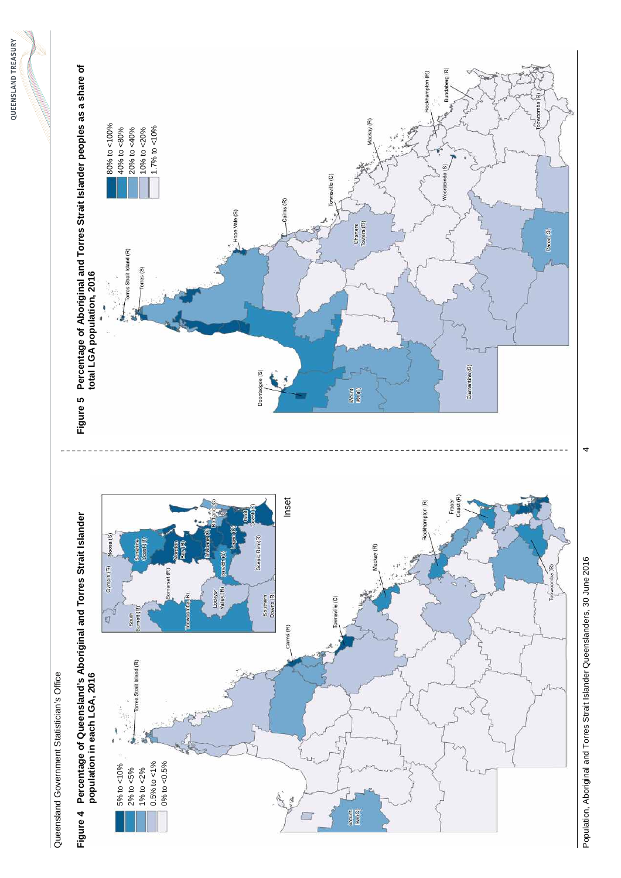**Figure 4 Percentage of Queensland's Aboriginal and Torres Strait Islander population in each LGA, 2016**

5% to <10%
2% to <5%
1% to <2%
0.5% to <1%
0% to <0.5%

Torres Strait Island (R)
Cairns (R)
Townsville (C)
Mackay (R)
Rockhampton (R)
Fraser Coast (R)
Toowoomba (R)
Mount Isa (C)

Inset

Gympie (R)
Noosa (S)
Sunshine Coast (R)
South Burnett (R)
Somerset (R)
Moreton Bay (R)
Redland (C)
Brisbane (C)
Toowoomba (R)
Ipswich (C)
Logan (C)
Gold Coast (C)
Lockyer Valley (R)
Scenic Rim (R)
Southern Downs (R)

**Figure 5 Percentage of Aboriginal and Torres Strait Islander peoples as a share of total LGA population, 2016**

80% to <100%
40% to <80%
20% to <40%
10% to <20%
1.7% to <10%

Torres Strait Island (R)
Torres (S)
Hope Vale (S)
Cairns (R)
Townsville (C)
Charters Towers (R)
Mackay (R)
Rockhampton (R)
Bundaberg (R)
Woorabinda (S)
Toowoomba (R)
Paroo (S)
Doomadgee (S)
Mount Isa (C)
Diamantina (S)

Population, Aboriginal and Torres Strait Islander Queenslanders, 30 June 2016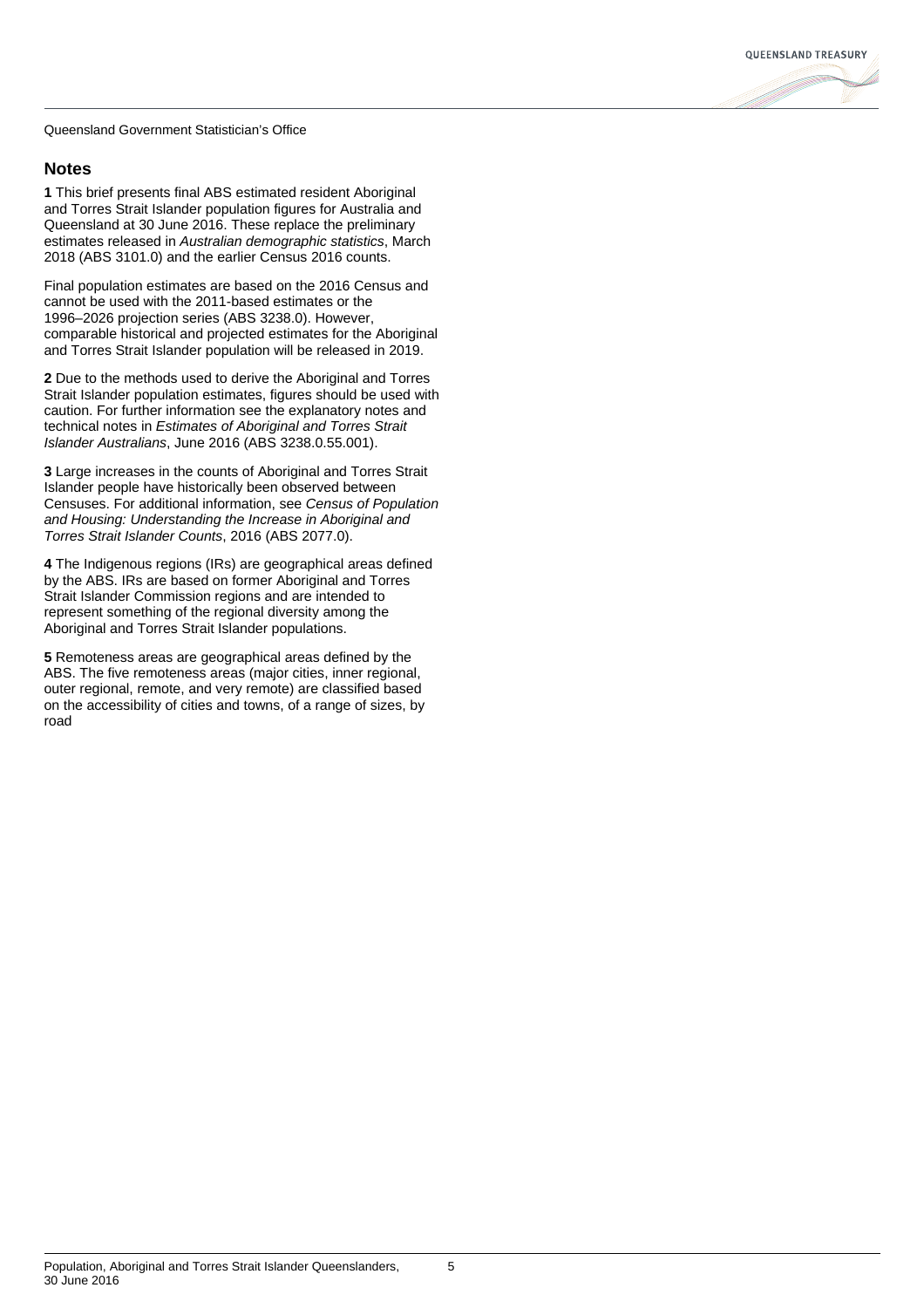## Notes

**1** This brief presents final ABS estimated resident Aboriginal and Torres Strait Islander population figures for Australia and Queensland at 30 June 2016. These replace the preliminary estimates released in *Australian demographic statistics*, March 2018 (ABS 3101.0) and the earlier Census 2016 counts.

Final population estimates are based on the 2016 Census and cannot be used with the 2011-based estimates or the 1996–2026 projection series (ABS 3238.0). However, comparable historical and projected estimates for the Aboriginal and Torres Strait Islander population will be released in 2019.

**2** Due to the methods used to derive the Aboriginal and Torres Strait Islander population estimates, figures should be used with caution. For further information see the explanatory notes and technical notes in *Estimates of Aboriginal and Torres Strait Islander Australians*, June 2016 (ABS 3238.0.55.001).

**3** Large increases in the counts of Aboriginal and Torres Strait Islander people have historically been observed between Censuses. For additional information, see *Census of Population and Housing: Understanding the Increase in Aboriginal and Torres Strait Islander Counts*, 2016 (ABS 2077.0).

**4** The Indigenous regions (IRs) are geographical areas defined by the ABS. IRs are based on former Aboriginal and Torres Strait Islander Commission regions and are intended to represent something of the regional diversity among the Aboriginal and Torres Strait Islander populations.

**5** Remoteness areas are geographical areas defined by the ABS. The five remoteness areas (major cities, inner regional, outer regional, remote, and very remote) are classified based on the accessibility of cities and towns, of a range of sizes, by road